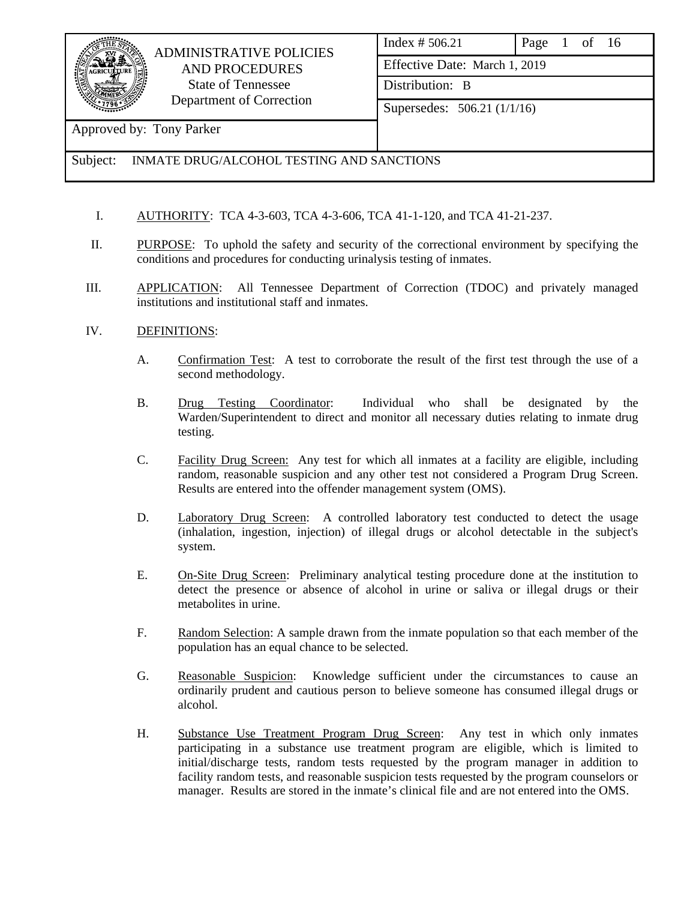| ADMINISTRATIVE POLICIES AND PROCEDURES<br>State of Tennessee<br>Department of Correction | Index # 506.21 | Page 1 of 16 |
| --- | --- | --- |
| | Effective Date: March 1, 2019 | |
| | Distribution: B | |
| | Supersedes: 506.21 (1/1/16) | |
| Approved by: Tony Parker | | |
| Subject: INMATE DRUG/ALCOHOL TESTING AND SANCTIONS | | |

I. AUTHORITY: TCA 4-3-603, TCA 4-3-606, TCA 41-1-120, and TCA 41-21-237.

II. PURPOSE: To uphold the safety and security of the correctional environment by specifying the conditions and procedures for conducting urinalysis testing of inmates.

III. APPLICATION: All Tennessee Department of Correction (TDOC) and privately managed institutions and institutional staff and inmates.

IV. DEFINITIONS:

A. Confirmation Test: A test to corroborate the result of the first test through the use of a second methodology.

B. Drug Testing Coordinator: Individual who shall be designated by the Warden/Superintendent to direct and monitor all necessary duties relating to inmate drug testing.

C. Facility Drug Screen: Any test for which all inmates at a facility are eligible, including random, reasonable suspicion and any other test not considered a Program Drug Screen. Results are entered into the offender management system (OMS).

D. Laboratory Drug Screen: A controlled laboratory test conducted to detect the usage (inhalation, ingestion, injection) of illegal drugs or alcohol detectable in the subject's system.

E. On-Site Drug Screen: Preliminary analytical testing procedure done at the institution to detect the presence or absence of alcohol in urine or saliva or illegal drugs or their metabolites in urine.

F. Random Selection: A sample drawn from the inmate population so that each member of the population has an equal chance to be selected.

G. Reasonable Suspicion: Knowledge sufficient under the circumstances to cause an ordinarily prudent and cautious person to believe someone has consumed illegal drugs or alcohol.

H. Substance Use Treatment Program Drug Screen: Any test in which only inmates participating in a substance use treatment program are eligible, which is limited to initial/discharge tests, random tests requested by the program manager in addition to facility random tests, and reasonable suspicion tests requested by the program counselors or manager. Results are stored in the inmate's clinical file and are not entered into the OMS.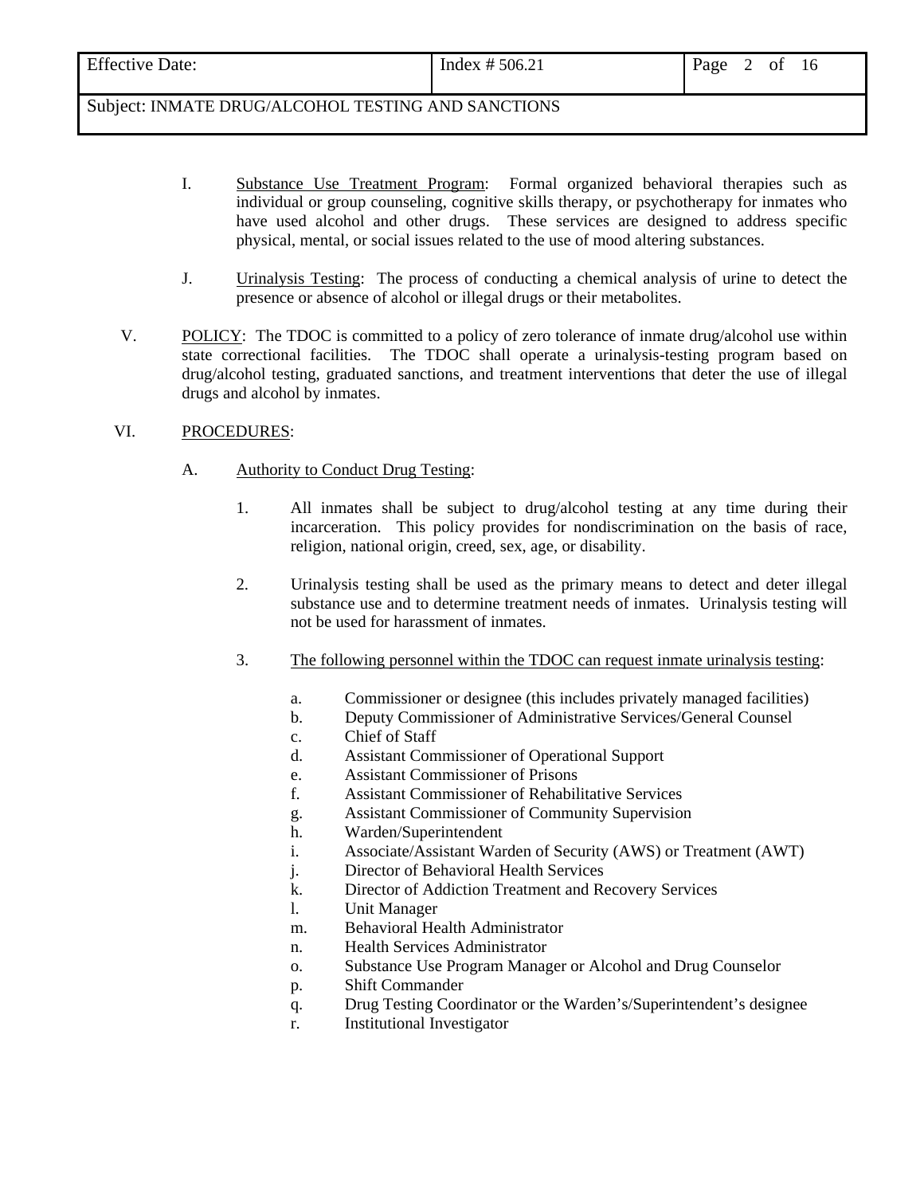I. Substance Use Treatment Program: Formal organized behavioral therapies such as individual or group counseling, cognitive skills therapy, or psychotherapy for inmates who have used alcohol and other drugs. These services are designed to address specific physical, mental, or social issues related to the use of mood altering substances.

J. Urinalysis Testing: The process of conducting a chemical analysis of urine to detect the presence or absence of alcohol or illegal drugs or their metabolites.

V. POLICY: The TDOC is committed to a policy of zero tolerance of inmate drug/alcohol use within state correctional facilities. The TDOC shall operate a urinalysis-testing program based on drug/alcohol testing, graduated sanctions, and treatment interventions that deter the use of illegal drugs and alcohol by inmates.

VI. PROCEDURES:

A. Authority to Conduct Drug Testing:

1. All inmates shall be subject to drug/alcohol testing at any time during their incarceration. This policy provides for nondiscrimination on the basis of race, religion, national origin, creed, sex, age, or disability.

2. Urinalysis testing shall be used as the primary means to detect and deter illegal substance use and to determine treatment needs of inmates. Urinalysis testing will not be used for harassment of inmates.

3. The following personnel within the TDOC can request inmate urinalysis testing:

   a. Commissioner or designee (this includes privately managed facilities)
   b. Deputy Commissioner of Administrative Services/General Counsel
   c. Chief of Staff
   d. Assistant Commissioner of Operational Support
   e. Assistant Commissioner of Prisons
   f. Assistant Commissioner of Rehabilitative Services
   g. Assistant Commissioner of Community Supervision
   h. Warden/Superintendent
   i. Associate/Assistant Warden of Security (AWS) or Treatment (AWT)
   j. Director of Behavioral Health Services
   k. Director of Addiction Treatment and Recovery Services
   l. Unit Manager
   m. Behavioral Health Administrator
   n. Health Services Administrator
   o. Substance Use Program Manager or Alcohol and Drug Counselor
   p. Shift Commander
   q. Drug Testing Coordinator or the Warden's/Superintendent's designee
   r. Institutional Investigator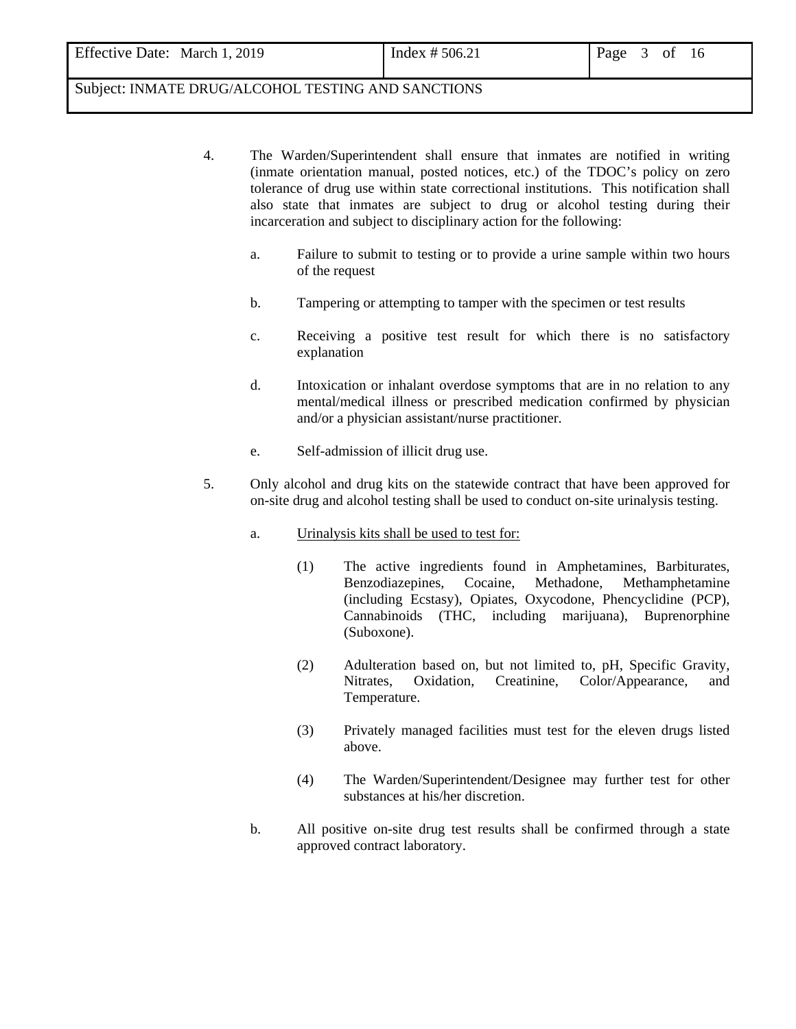4. The Warden/Superintendent shall ensure that inmates are notified in writing (inmate orientation manual, posted notices, etc.) of the TDOC's policy on zero tolerance of drug use within state correctional institutions. This notification shall also state that inmates are subject to drug or alcohol testing during their incarceration and subject to disciplinary action for the following:

   a. Failure to submit to testing or to provide a urine sample within two hours of the request

   b. Tampering or attempting to tamper with the specimen or test results

   c. Receiving a positive test result for which there is no satisfactory explanation

   d. Intoxication or inhalant overdose symptoms that are in no relation to any mental/medical illness or prescribed medication confirmed by physician and/or a physician assistant/nurse practitioner.

   e. Self-admission of illicit drug use.

5. Only alcohol and drug kits on the statewide contract that have been approved for on-site drug and alcohol testing shall be used to conduct on-site urinalysis testing.

   a. Urinalysis kits shall be used to test for:

      (1) The active ingredients found in Amphetamines, Barbiturates, Benzodiazepines, Cocaine, Methadone, Methamphetamine (including Ecstasy), Opiates, Oxycodone, Phencyclidine (PCP), Cannabinoids (THC, including marijuana), Buprenorphine (Suboxone).

      (2) Adulteration based on, but not limited to, pH, Specific Gravity, Nitrates, Oxidation, Creatinine, Color/Appearance, and Temperature.

      (3) Privately managed facilities must test for the eleven drugs listed above.

      (4) The Warden/Superintendent/Designee may further test for other substances at his/her discretion.

   b. All positive on-site drug test results shall be confirmed through a state approved contract laboratory.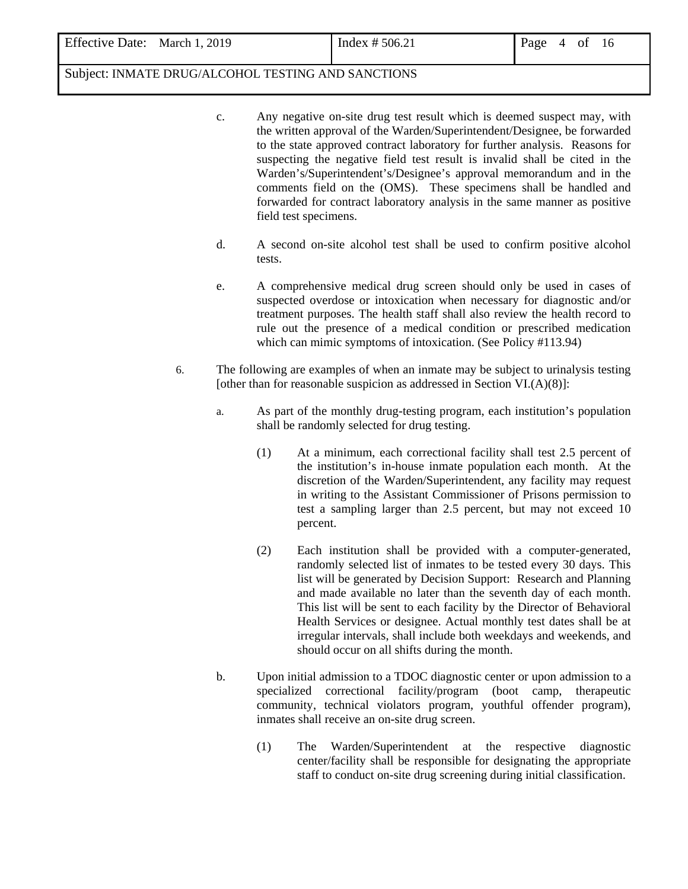c. Any negative on-site drug test result which is deemed suspect may, with the written approval of the Warden/Superintendent/Designee, be forwarded to the state approved contract laboratory for further analysis. Reasons for suspecting the negative field test result is invalid shall be cited in the Warden's/Superintendent's/Designee's approval memorandum and in the comments field on the (OMS). These specimens shall be handled and forwarded for contract laboratory analysis in the same manner as positive field test specimens.

d. A second on-site alcohol test shall be used to confirm positive alcohol tests.

e. A comprehensive medical drug screen should only be used in cases of suspected overdose or intoxication when necessary for diagnostic and/or treatment purposes. The health staff shall also review the health record to rule out the presence of a medical condition or prescribed medication which can mimic symptoms of intoxication. (See Policy #113.94)

6. The following are examples of when an inmate may be subject to urinalysis testing [other than for reasonable suspicion as addressed in Section VI.(A)(8)]:

   a. As part of the monthly drug-testing program, each institution's population shall be randomly selected for drug testing.

      (1) At a minimum, each correctional facility shall test 2.5 percent of the institution's in-house inmate population each month. At the discretion of the Warden/Superintendent, any facility may request in writing to the Assistant Commissioner of Prisons permission to test a sampling larger than 2.5 percent, but may not exceed 10 percent.

      (2) Each institution shall be provided with a computer-generated, randomly selected list of inmates to be tested every 30 days. This list will be generated by Decision Support: Research and Planning and made available no later than the seventh day of each month. This list will be sent to each facility by the Director of Behavioral Health Services or designee. Actual monthly test dates shall be at irregular intervals, shall include both weekdays and weekends, and should occur on all shifts during the month.

   b. Upon initial admission to a TDOC diagnostic center or upon admission to a specialized correctional facility/program (boot camp, therapeutic community, technical violators program, youthful offender program), inmates shall receive an on-site drug screen.

      (1) The Warden/Superintendent at the respective diagnostic center/facility shall be responsible for designating the appropriate staff to conduct on-site drug screening during initial classification.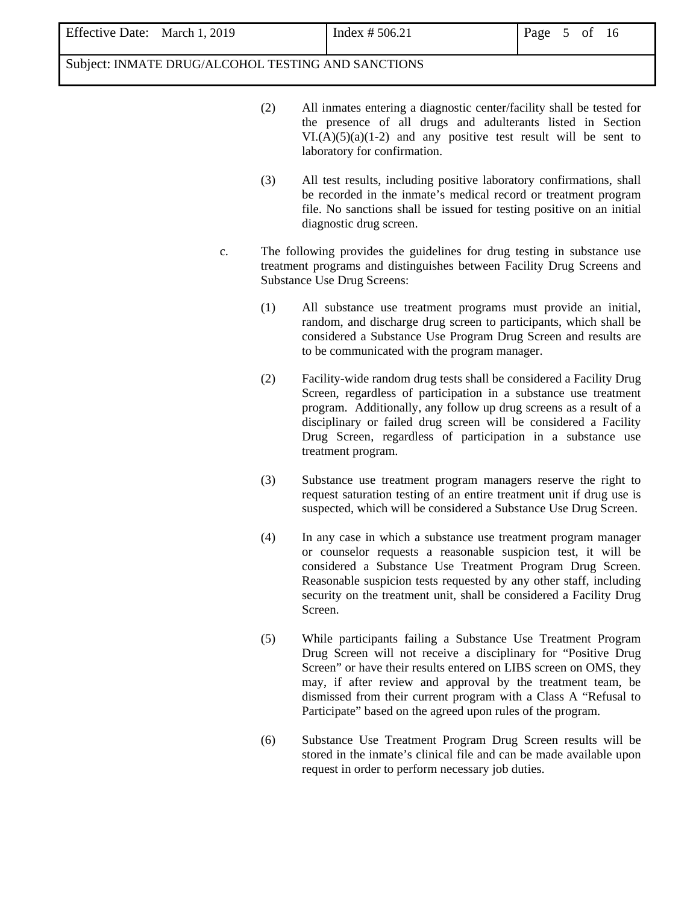(2) All inmates entering a diagnostic center/facility shall be tested for the presence of all drugs and adulterants listed in Section VI.(A)(5)(a)(1-2) and any positive test result will be sent to laboratory for confirmation.

(3) All test results, including positive laboratory confirmations, shall be recorded in the inmate's medical record or treatment program file. No sanctions shall be issued for testing positive on an initial diagnostic drug screen.

c. The following provides the guidelines for drug testing in substance use treatment programs and distinguishes between Facility Drug Screens and Substance Use Drug Screens:

(1) All substance use treatment programs must provide an initial, random, and discharge drug screen to participants, which shall be considered a Substance Use Program Drug Screen and results are to be communicated with the program manager.

(2) Facility-wide random drug tests shall be considered a Facility Drug Screen, regardless of participation in a substance use treatment program. Additionally, any follow up drug screens as a result of a disciplinary or failed drug screen will be considered a Facility Drug Screen, regardless of participation in a substance use treatment program.

(3) Substance use treatment program managers reserve the right to request saturation testing of an entire treatment unit if drug use is suspected, which will be considered a Substance Use Drug Screen.

(4) In any case in which a substance use treatment program manager or counselor requests a reasonable suspicion test, it will be considered a Substance Use Treatment Program Drug Screen. Reasonable suspicion tests requested by any other staff, including security on the treatment unit, shall be considered a Facility Drug Screen.

(5) While participants failing a Substance Use Treatment Program Drug Screen will not receive a disciplinary for "Positive Drug Screen" or have their results entered on LIBS screen on OMS, they may, if after review and approval by the treatment team, be dismissed from their current program with a Class A "Refusal to Participate" based on the agreed upon rules of the program.

(6) Substance Use Treatment Program Drug Screen results will be stored in the inmate's clinical file and can be made available upon request in order to perform necessary job duties.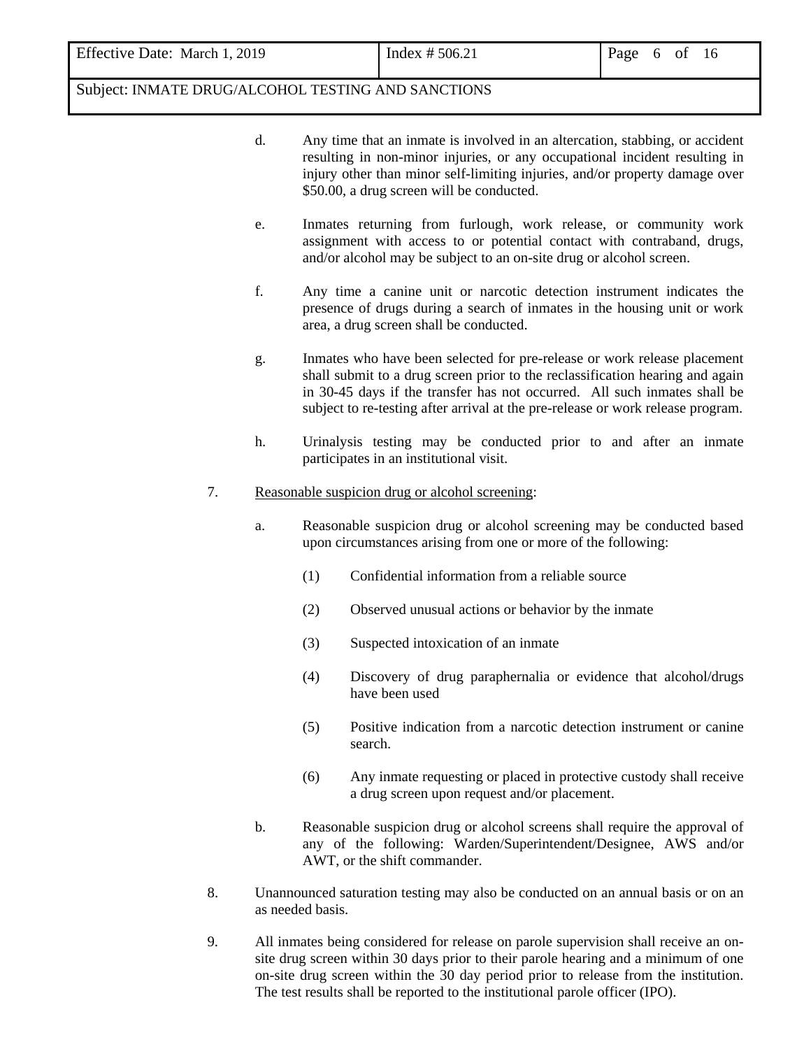d. Any time that an inmate is involved in an altercation, stabbing, or accident resulting in non-minor injuries, or any occupational incident resulting in injury other than minor self-limiting injuries, and/or property damage over $50.00, a drug screen will be conducted.

e. Inmates returning from furlough, work release, or community work assignment with access to or potential contact with contraband, drugs, and/or alcohol may be subject to an on-site drug or alcohol screen.

f. Any time a canine unit or narcotic detection instrument indicates the presence of drugs during a search of inmates in the housing unit or work area, a drug screen shall be conducted.

g. Inmates who have been selected for pre-release or work release placement shall submit to a drug screen prior to the reclassification hearing and again in 30-45 days if the transfer has not occurred. All such inmates shall be subject to re-testing after arrival at the pre-release or work release program.

h. Urinalysis testing may be conducted prior to and after an inmate participates in an institutional visit.

7. Reasonable suspicion drug or alcohol screening:

   a. Reasonable suspicion drug or alcohol screening may be conducted based upon circumstances arising from one or more of the following:

      (1) Confidential information from a reliable source

      (2) Observed unusual actions or behavior by the inmate

      (3) Suspected intoxication of an inmate

      (4) Discovery of drug paraphernalia or evidence that alcohol/drugs have been used

      (5) Positive indication from a narcotic detection instrument or canine search.

      (6) Any inmate requesting or placed in protective custody shall receive a drug screen upon request and/or placement.

   b. Reasonable suspicion drug or alcohol screens shall require the approval of any of the following: Warden/Superintendent/Designee, AWS and/or AWT, or the shift commander.

8. Unannounced saturation testing may also be conducted on an annual basis or on an as needed basis.

9. All inmates being considered for release on parole supervision shall receive an on-site drug screen within 30 days prior to their parole hearing and a minimum of one on-site drug screen within the 30 day period prior to release from the institution. The test results shall be reported to the institutional parole officer (IPO).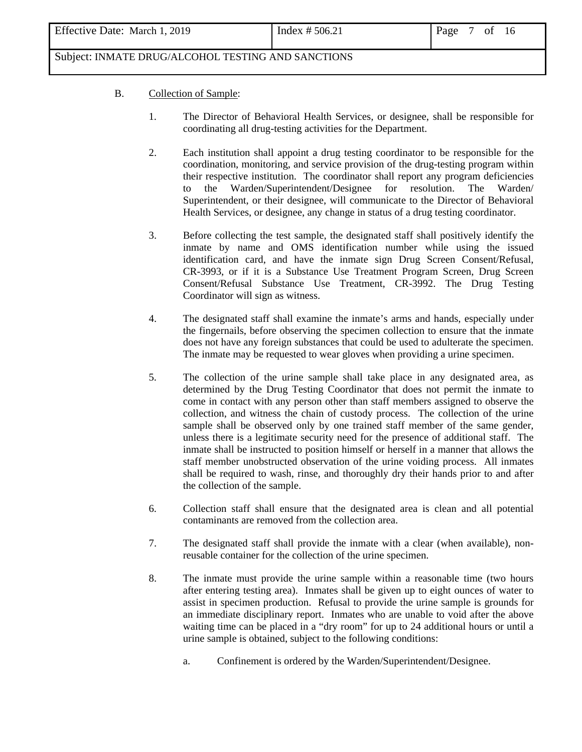B. Collection of Sample:

1. The Director of Behavioral Health Services, or designee, shall be responsible for coordinating all drug-testing activities for the Department.

2. Each institution shall appoint a drug testing coordinator to be responsible for the coordination, monitoring, and service provision of the drug-testing program within their respective institution. The coordinator shall report any program deficiencies to the Warden/Superintendent/Designee for resolution. The Warden/ Superintendent, or their designee, will communicate to the Director of Behavioral Health Services, or designee, any change in status of a drug testing coordinator.

3. Before collecting the test sample, the designated staff shall positively identify the inmate by name and OMS identification number while using the issued identification card, and have the inmate sign Drug Screen Consent/Refusal, CR-3993, or if it is a Substance Use Treatment Program Screen, Drug Screen Consent/Refusal Substance Use Treatment, CR-3992. The Drug Testing Coordinator will sign as witness.

4. The designated staff shall examine the inmate's arms and hands, especially under the fingernails, before observing the specimen collection to ensure that the inmate does not have any foreign substances that could be used to adulterate the specimen. The inmate may be requested to wear gloves when providing a urine specimen.

5. The collection of the urine sample shall take place in any designated area, as determined by the Drug Testing Coordinator that does not permit the inmate to come in contact with any person other than staff members assigned to observe the collection, and witness the chain of custody process. The collection of the urine sample shall be observed only by one trained staff member of the same gender, unless there is a legitimate security need for the presence of additional staff. The inmate shall be instructed to position himself or herself in a manner that allows the staff member unobstructed observation of the urine voiding process. All inmates shall be required to wash, rinse, and thoroughly dry their hands prior to and after the collection of the sample.

6. Collection staff shall ensure that the designated area is clean and all potential contaminants are removed from the collection area.

7. The designated staff shall provide the inmate with a clear (when available), non-reusable container for the collection of the urine specimen.

8. The inmate must provide the urine sample within a reasonable time (two hours after entering testing area). Inmates shall be given up to eight ounces of water to assist in specimen production. Refusal to provide the urine sample is grounds for an immediate disciplinary report. Inmates who are unable to void after the above waiting time can be placed in a "dry room" for up to 24 additional hours or until a urine sample is obtained, subject to the following conditions:

   a. Confinement is ordered by the Warden/Superintendent/Designee.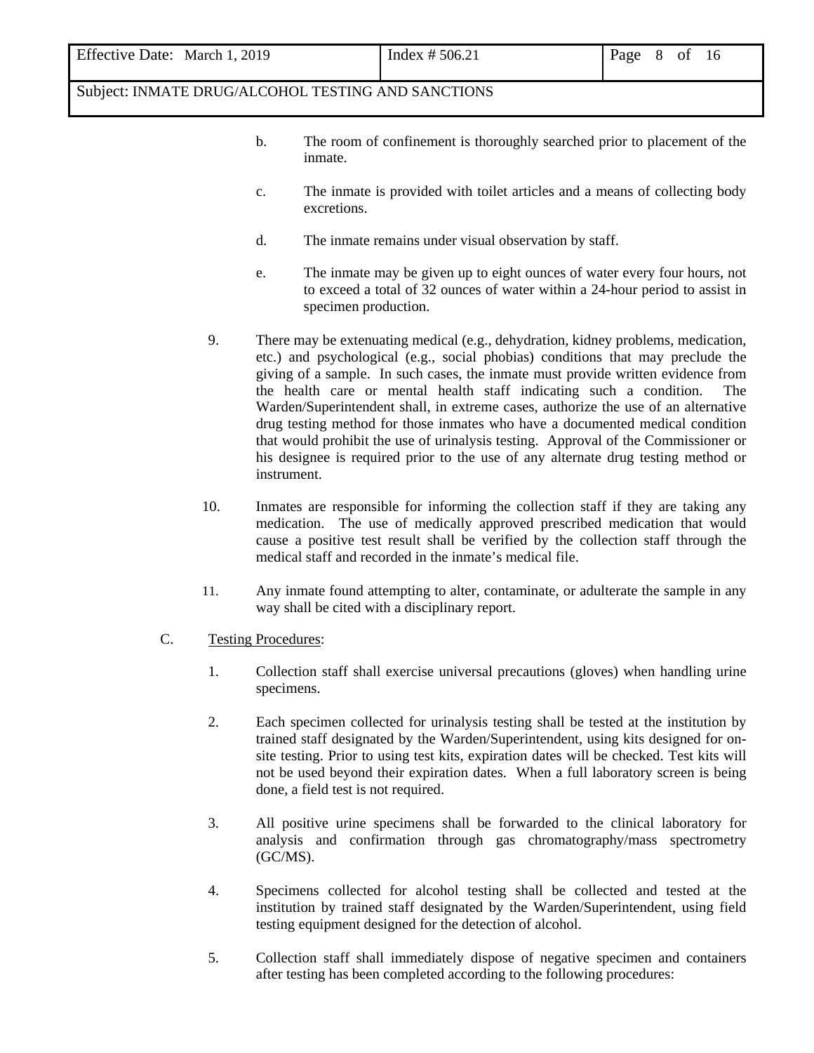b. The room of confinement is thoroughly searched prior to placement of the inmate.

c. The inmate is provided with toilet articles and a means of collecting body excretions.

d. The inmate remains under visual observation by staff.

e. The inmate may be given up to eight ounces of water every four hours, not to exceed a total of 32 ounces of water within a 24-hour period to assist in specimen production.

9. There may be extenuating medical (e.g., dehydration, kidney problems, medication, etc.) and psychological (e.g., social phobias) conditions that may preclude the giving of a sample. In such cases, the inmate must provide written evidence from the health care or mental health staff indicating such a condition. The Warden/Superintendent shall, in extreme cases, authorize the use of an alternative drug testing method for those inmates who have a documented medical condition that would prohibit the use of urinalysis testing. Approval of the Commissioner or his designee is required prior to the use of any alternate drug testing method or instrument.

10. Inmates are responsible for informing the collection staff if they are taking any medication. The use of medically approved prescribed medication that would cause a positive test result shall be verified by the collection staff through the medical staff and recorded in the inmate's medical file.

11. Any inmate found attempting to alter, contaminate, or adulterate the sample in any way shall be cited with a disciplinary report.

C. Testing Procedures:

1. Collection staff shall exercise universal precautions (gloves) when handling urine specimens.

2. Each specimen collected for urinalysis testing shall be tested at the institution by trained staff designated by the Warden/Superintendent, using kits designed for on-site testing. Prior to using test kits, expiration dates will be checked. Test kits will not be used beyond their expiration dates. When a full laboratory screen is being done, a field test is not required.

3. All positive urine specimens shall be forwarded to the clinical laboratory for analysis and confirmation through gas chromatography/mass spectrometry (GC/MS).

4. Specimens collected for alcohol testing shall be collected and tested at the institution by trained staff designated by the Warden/Superintendent, using field testing equipment designed for the detection of alcohol.

5. Collection staff shall immediately dispose of negative specimen and containers after testing has been completed according to the following procedures: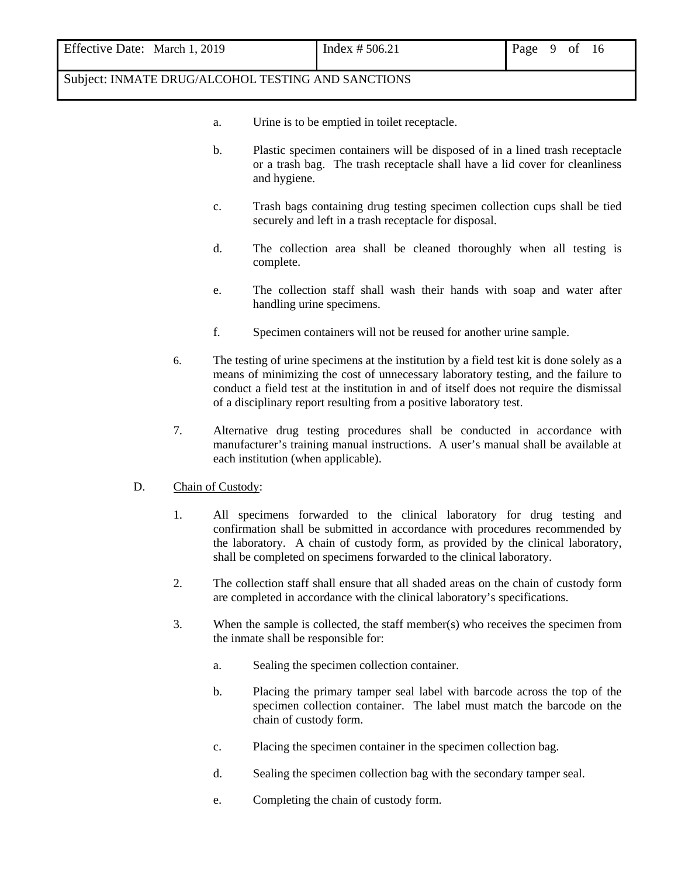a. Urine is to be emptied in toilet receptacle.

b. Plastic specimen containers will be disposed of in a lined trash receptacle or a trash bag. The trash receptacle shall have a lid cover for cleanliness and hygiene.

c. Trash bags containing drug testing specimen collection cups shall be tied securely and left in a trash receptacle for disposal.

d. The collection area shall be cleaned thoroughly when all testing is complete.

e. The collection staff shall wash their hands with soap and water after handling urine specimens.

f. Specimen containers will not be reused for another urine sample.

6. The testing of urine specimens at the institution by a field test kit is done solely as a means of minimizing the cost of unnecessary laboratory testing, and the failure to conduct a field test at the institution in and of itself does not require the dismissal of a disciplinary report resulting from a positive laboratory test.

7. Alternative drug testing procedures shall be conducted in accordance with manufacturer's training manual instructions. A user's manual shall be available at each institution (when applicable).

D. Chain of Custody:

1. All specimens forwarded to the clinical laboratory for drug testing and confirmation shall be submitted in accordance with procedures recommended by the laboratory. A chain of custody form, as provided by the clinical laboratory, shall be completed on specimens forwarded to the clinical laboratory.

2. The collection staff shall ensure that all shaded areas on the chain of custody form are completed in accordance with the clinical laboratory's specifications.

3. When the sample is collected, the staff member(s) who receives the specimen from the inmate shall be responsible for:

a. Sealing the specimen collection container.

b. Placing the primary tamper seal label with barcode across the top of the specimen collection container. The label must match the barcode on the chain of custody form.

c. Placing the specimen container in the specimen collection bag.

d. Sealing the specimen collection bag with the secondary tamper seal.

e. Completing the chain of custody form.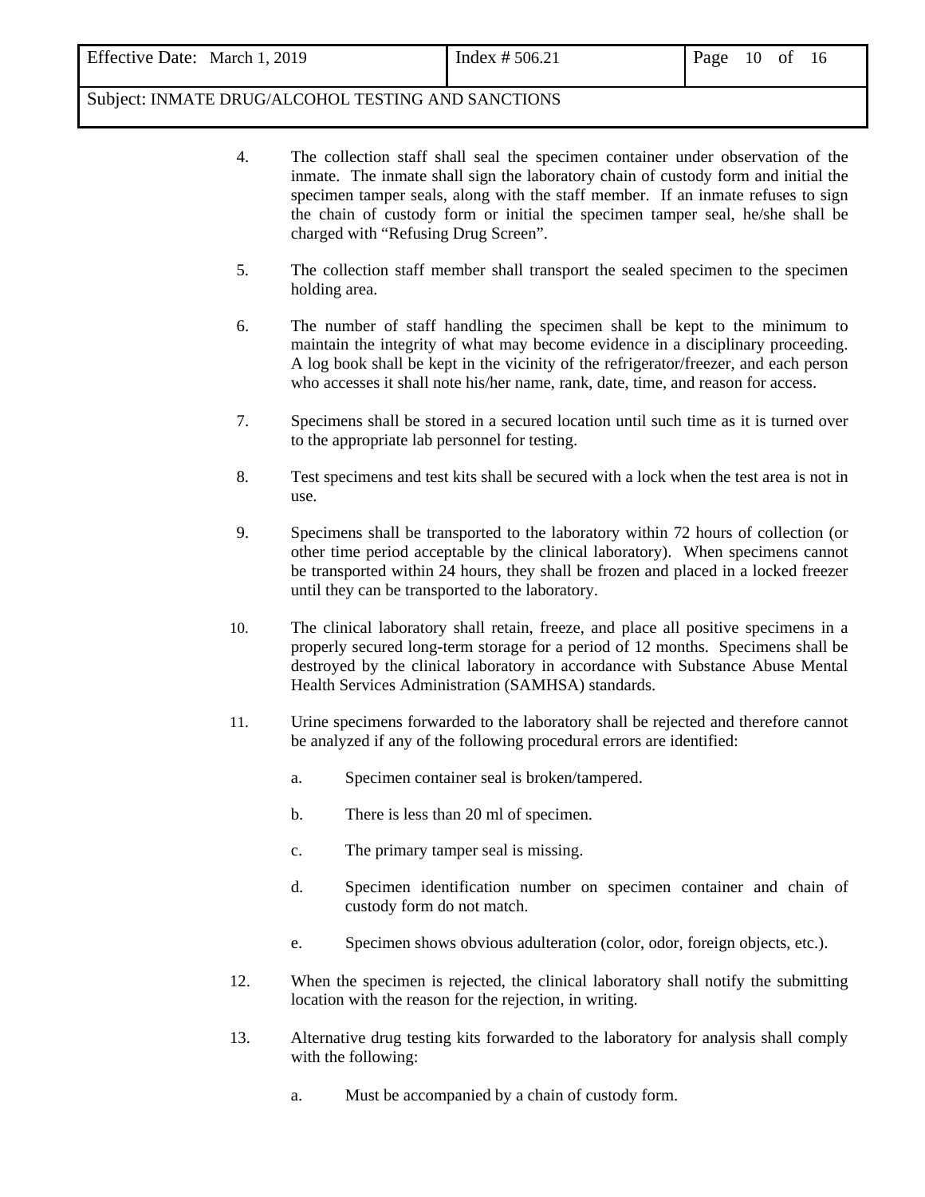4. The collection staff shall seal the specimen container under observation of the inmate. The inmate shall sign the laboratory chain of custody form and initial the specimen tamper seals, along with the staff member. If an inmate refuses to sign the chain of custody form or initial the specimen tamper seal, he/she shall be charged with "Refusing Drug Screen".

5. The collection staff member shall transport the sealed specimen to the specimen holding area.

6. The number of staff handling the specimen shall be kept to the minimum to maintain the integrity of what may become evidence in a disciplinary proceeding. A log book shall be kept in the vicinity of the refrigerator/freezer, and each person who accesses it shall note his/her name, rank, date, time, and reason for access.

7. Specimens shall be stored in a secured location until such time as it is turned over to the appropriate lab personnel for testing.

8. Test specimens and test kits shall be secured with a lock when the test area is not in use.

9. Specimens shall be transported to the laboratory within 72 hours of collection (or other time period acceptable by the clinical laboratory). When specimens cannot be transported within 24 hours, they shall be frozen and placed in a locked freezer until they can be transported to the laboratory.

10. The clinical laboratory shall retain, freeze, and place all positive specimens in a properly secured long-term storage for a period of 12 months. Specimens shall be destroyed by the clinical laboratory in accordance with Substance Abuse Mental Health Services Administration (SAMHSA) standards.

11. Urine specimens forwarded to the laboratory shall be rejected and therefore cannot be analyzed if any of the following procedural errors are identified:

    a. Specimen container seal is broken/tampered.

    b. There is less than 20 ml of specimen.

    c. The primary tamper seal is missing.

    d. Specimen identification number on specimen container and chain of custody form do not match.

    e. Specimen shows obvious adulteration (color, odor, foreign objects, etc.).

12. When the specimen is rejected, the clinical laboratory shall notify the submitting location with the reason for the rejection, in writing.

13. Alternative drug testing kits forwarded to the laboratory for analysis shall comply with the following:

    a. Must be accompanied by a chain of custody form.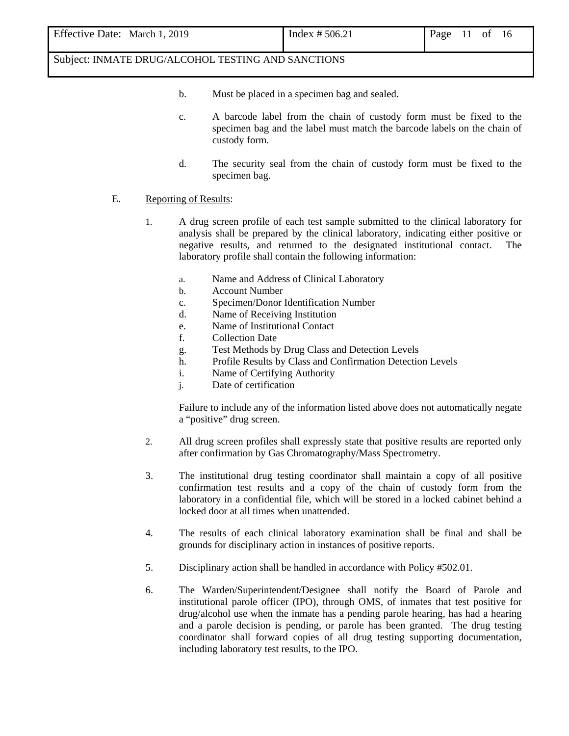b. Must be placed in a specimen bag and sealed.

c. A barcode label from the chain of custody form must be fixed to the specimen bag and the label must match the barcode labels on the chain of custody form.

d. The security seal from the chain of custody form must be fixed to the specimen bag.

E. Reporting of Results:

1. A drug screen profile of each test sample submitted to the clinical laboratory for analysis shall be prepared by the clinical laboratory, indicating either positive or negative results, and returned to the designated institutional contact. The laboratory profile shall contain the following information:

   a. Name and Address of Clinical Laboratory
   b. Account Number
   c. Specimen/Donor Identification Number
   d. Name of Receiving Institution
   e. Name of Institutional Contact
   f. Collection Date
   g. Test Methods by Drug Class and Detection Levels
   h. Profile Results by Class and Confirmation Detection Levels
   i. Name of Certifying Authority
   j. Date of certification

   Failure to include any of the information listed above does not automatically negate a "positive" drug screen.

2. All drug screen profiles shall expressly state that positive results are reported only after confirmation by Gas Chromatography/Mass Spectrometry.

3. The institutional drug testing coordinator shall maintain a copy of all positive confirmation test results and a copy of the chain of custody form from the laboratory in a confidential file, which will be stored in a locked cabinet behind a locked door at all times when unattended.

4. The results of each clinical laboratory examination shall be final and shall be grounds for disciplinary action in instances of positive reports.

5. Disciplinary action shall be handled in accordance with Policy #502.01.

6. The Warden/Superintendent/Designee shall notify the Board of Parole and institutional parole officer (IPO), through OMS, of inmates that test positive for drug/alcohol use when the inmate has a pending parole hearing, has had a hearing and a parole decision is pending, or parole has been granted. The drug testing coordinator shall forward copies of all drug testing supporting documentation, including laboratory test results, to the IPO.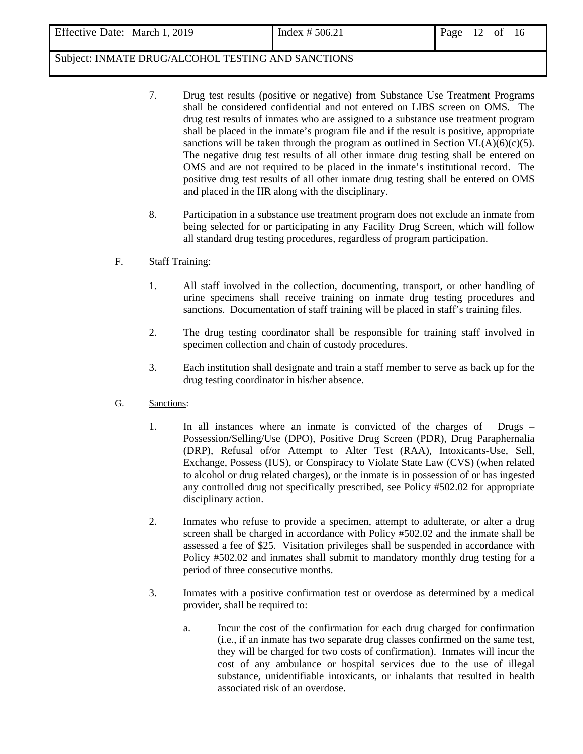7. Drug test results (positive or negative) from Substance Use Treatment Programs shall be considered confidential and not entered on LIBS screen on OMS. The drug test results of inmates who are assigned to a substance use treatment program shall be placed in the inmate's program file and if the result is positive, appropriate sanctions will be taken through the program as outlined in Section VI.(A)(6)(c)(5). The negative drug test results of all other inmate drug testing shall be entered on OMS and are not required to be placed in the inmate's institutional record. The positive drug test results of all other inmate drug testing shall be entered on OMS and placed in the IIR along with the disciplinary.

8. Participation in a substance use treatment program does not exclude an inmate from being selected for or participating in any Facility Drug Screen, which will follow all standard drug testing procedures, regardless of program participation.

F. Staff Training:

1. All staff involved in the collection, documenting, transport, or other handling of urine specimens shall receive training on inmate drug testing procedures and sanctions. Documentation of staff training will be placed in staff's training files.

2. The drug testing coordinator shall be responsible for training staff involved in specimen collection and chain of custody procedures.

3. Each institution shall designate and train a staff member to serve as back up for the drug testing coordinator in his/her absence.

G. Sanctions:

1. In all instances where an inmate is convicted of the charges of Drugs – Possession/Selling/Use (DPO), Positive Drug Screen (PDR), Drug Paraphernalia (DRP), Refusal of/or Attempt to Alter Test (RAA), Intoxicants-Use, Sell, Exchange, Possess (IUS), or Conspiracy to Violate State Law (CVS) (when related to alcohol or drug related charges), or the inmate is in possession of or has ingested any controlled drug not specifically prescribed, see Policy #502.02 for appropriate disciplinary action.

2. Inmates who refuse to provide a specimen, attempt to adulterate, or alter a drug screen shall be charged in accordance with Policy #502.02 and the inmate shall be assessed a fee of $25. Visitation privileges shall be suspended in accordance with Policy #502.02 and inmates shall submit to mandatory monthly drug testing for a period of three consecutive months.

3. Inmates with a positive confirmation test or overdose as determined by a medical provider, shall be required to:

   a. Incur the cost of the confirmation for each drug charged for confirmation (i.e., if an inmate has two separate drug classes confirmed on the same test, they will be charged for two costs of confirmation). Inmates will incur the cost of any ambulance or hospital services due to the use of illegal substance, unidentifiable intoxicants, or inhalants that resulted in health associated risk of an overdose.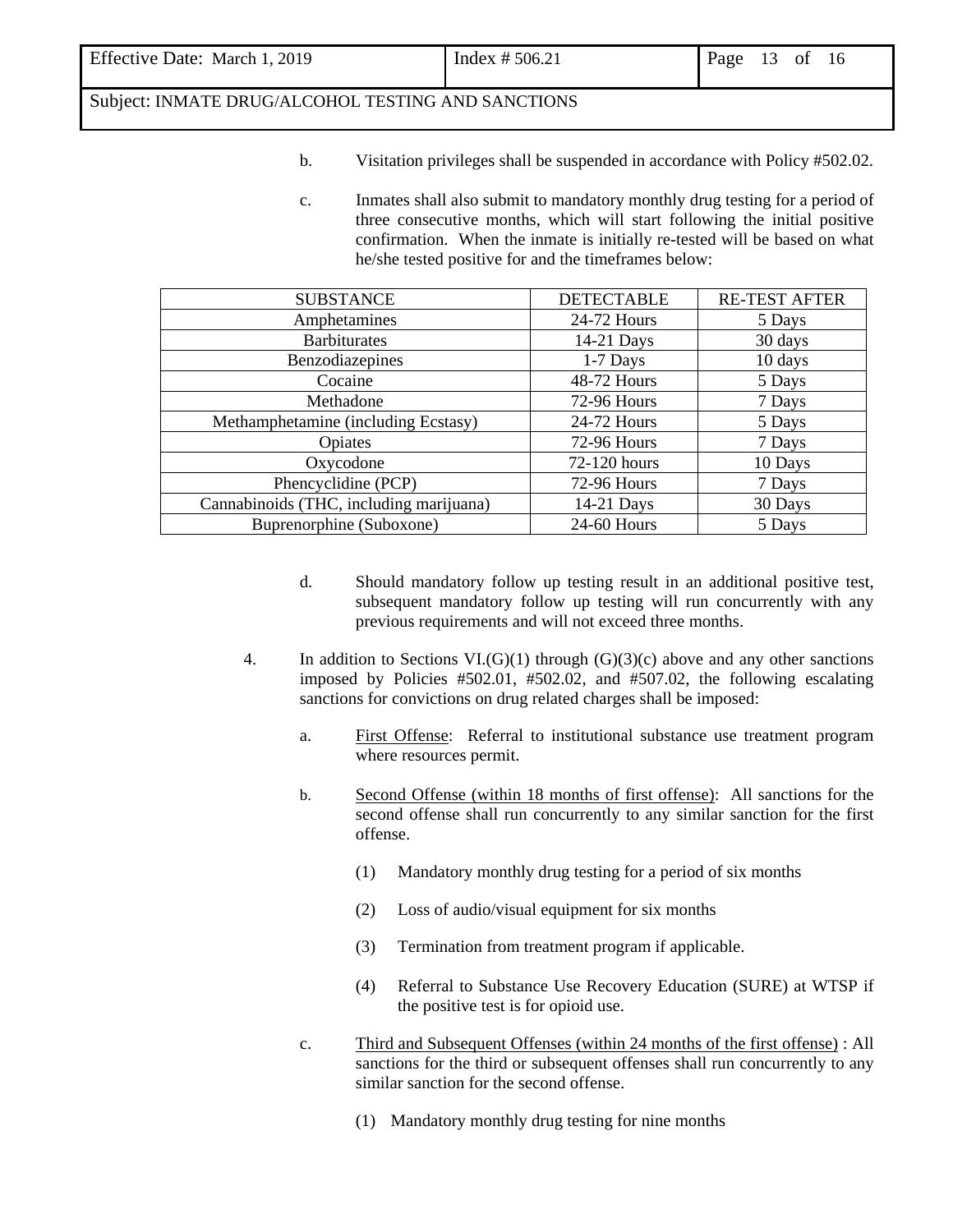b. Visitation privileges shall be suspended in accordance with Policy #502.02.

c. Inmates shall also submit to mandatory monthly drug testing for a period of three consecutive months, which will start following the initial positive confirmation. When the inmate is initially re-tested will be based on what he/she tested positive for and the timeframes below:

| SUBSTANCE | DETECTABLE | RE-TEST AFTER |
| --- | --- | --- |
| Amphetamines | 24-72 Hours | 5 Days |
| Barbiturates | 14-21 Days | 30 days |
| Benzodiazepines | 1-7 Days | 10 days |
| Cocaine | 48-72 Hours | 5 Days |
| Methadone | 72-96 Hours | 7 Days |
| Methamphetamine (including Ecstasy) | 24-72 Hours | 5 Days |
| Opiates | 72-96 Hours | 7 Days |
| Oxycodone | 72-120 hours | 10 Days |
| Phencyclidine (PCP) | 72-96 Hours | 7 Days |
| Cannabinoids (THC, including marijuana) | 14-21 Days | 30 Days |
| Buprenorphine (Suboxone) | 24-60 Hours | 5 Days |

d. Should mandatory follow up testing result in an additional positive test, subsequent mandatory follow up testing will run concurrently with any previous requirements and will not exceed three months.

4. In addition to Sections VI.(G)(1) through (G)(3)(c) above and any other sanctions imposed by Policies #502.01, #502.02, and #507.02, the following escalating sanctions for convictions on drug related charges shall be imposed:

   a. <u>First Offense</u>: Referral to institutional substance use treatment program where resources permit.

   b. <u>Second Offense (within 18 months of first offense)</u>: All sanctions for the second offense shall run concurrently to any similar sanction for the first offense.

      (1) Mandatory monthly drug testing for a period of six months

      (2) Loss of audio/visual equipment for six months

      (3) Termination from treatment program if applicable.

      (4) Referral to Substance Use Recovery Education (SURE) at WTSP if the positive test is for opioid use.

   c. <u>Third and Subsequent Offenses (within 24 months of the first offense)</u> : All sanctions for the third or subsequent offenses shall run concurrently to any similar sanction for the second offense.

      (1) Mandatory monthly drug testing for nine months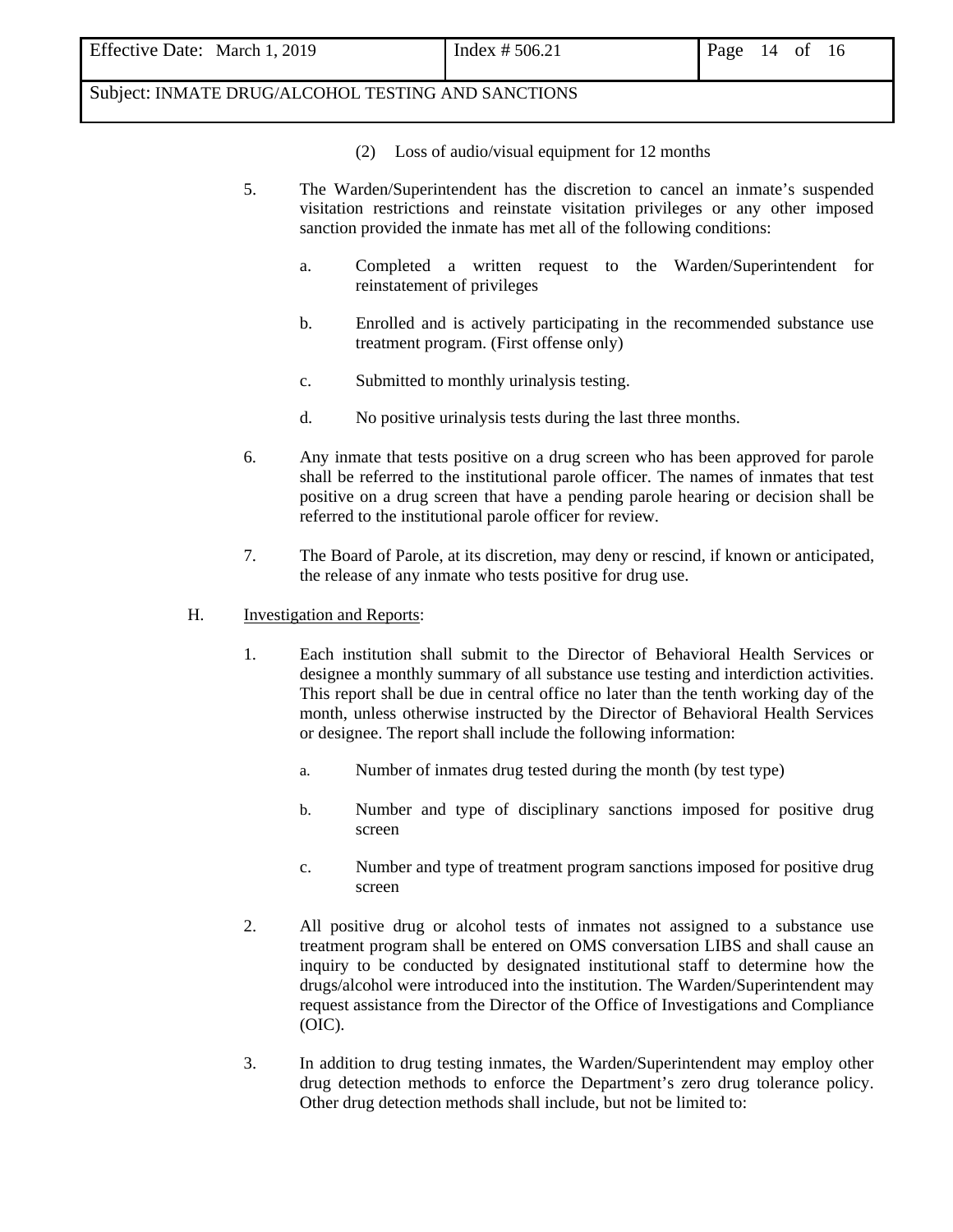(2) Loss of audio/visual equipment for 12 months

5. The Warden/Superintendent has the discretion to cancel an inmate's suspended visitation restrictions and reinstate visitation privileges or any other imposed sanction provided the inmate has met all of the following conditions:

   a. Completed a written request to the Warden/Superintendent for reinstatement of privileges

   b. Enrolled and is actively participating in the recommended substance use treatment program. (First offense only)

   c. Submitted to monthly urinalysis testing.

   d. No positive urinalysis tests during the last three months.

6. Any inmate that tests positive on a drug screen who has been approved for parole shall be referred to the institutional parole officer. The names of inmates that test positive on a drug screen that have a pending parole hearing or decision shall be referred to the institutional parole officer for review.

7. The Board of Parole, at its discretion, may deny or rescind, if known or anticipated, the release of any inmate who tests positive for drug use.

H. Investigation and Reports:

1. Each institution shall submit to the Director of Behavioral Health Services or designee a monthly summary of all substance use testing and interdiction activities. This report shall be due in central office no later than the tenth working day of the month, unless otherwise instructed by the Director of Behavioral Health Services or designee. The report shall include the following information:

   a. Number of inmates drug tested during the month (by test type)

   b. Number and type of disciplinary sanctions imposed for positive drug screen

   c. Number and type of treatment program sanctions imposed for positive drug screen

2. All positive drug or alcohol tests of inmates not assigned to a substance use treatment program shall be entered on OMS conversation LIBS and shall cause an inquiry to be conducted by designated institutional staff to determine how the drugs/alcohol were introduced into the institution. The Warden/Superintendent may request assistance from the Director of the Office of Investigations and Compliance (OIC).

3. In addition to drug testing inmates, the Warden/Superintendent may employ other drug detection methods to enforce the Department's zero drug tolerance policy. Other drug detection methods shall include, but not be limited to: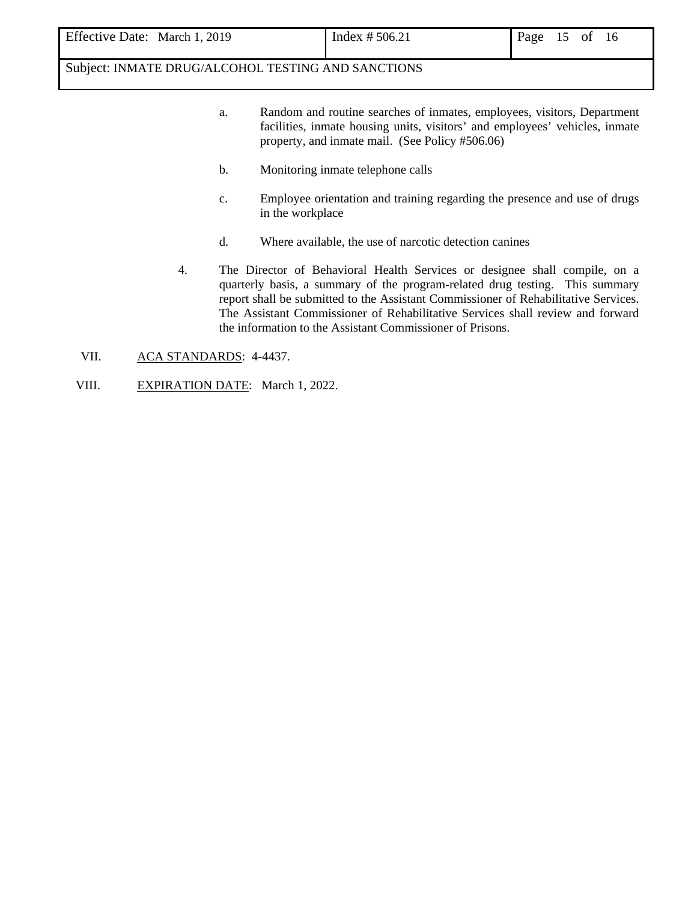a. Random and routine searches of inmates, employees, visitors, Department facilities, inmate housing units, visitors' and employees' vehicles, inmate property, and inmate mail. (See Policy #506.06)

b. Monitoring inmate telephone calls

c. Employee orientation and training regarding the presence and use of drugs in the workplace

d. Where available, the use of narcotic detection canines

4. The Director of Behavioral Health Services or designee shall compile, on a quarterly basis, a summary of the program-related drug testing. This summary report shall be submitted to the Assistant Commissioner of Rehabilitative Services. The Assistant Commissioner of Rehabilitative Services shall review and forward the information to the Assistant Commissioner of Prisons.

VII. ACA STANDARDS: 4-4437.

VIII. EXPIRATION DATE: March 1, 2022.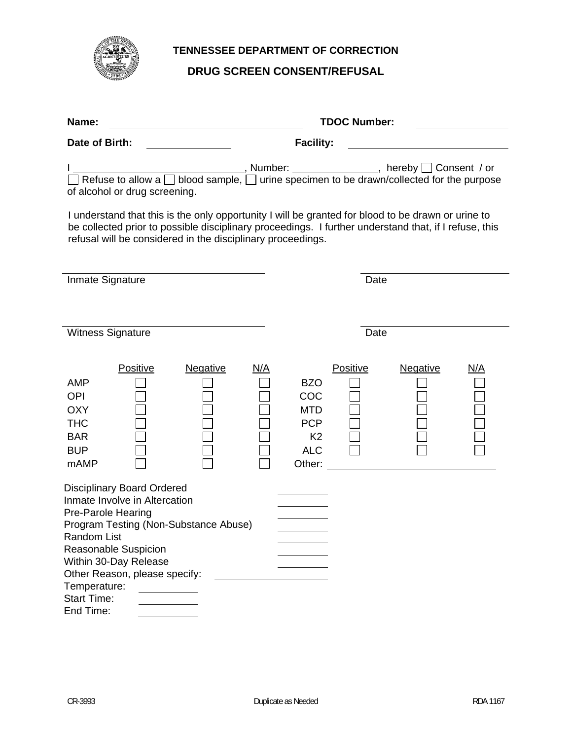# TENNESSEE DEPARTMENT OF CORRECTION

## DRUG SCREEN CONSENT/REFUSAL

**Name:** ______________________ **TDOC Number:** ______________

**Date of Birth:** ______________ **Facility:** ______________________

I ____________________________, Number: ______________, hereby ☐ Consent / or ☐ Refuse to allow a ☐ blood sample, ☐ urine specimen to be drawn/collected for the purpose of alcohol or drug screening.

I understand that this is the only opportunity I will be granted for blood to be drawn or urine to be collected prior to possible disciplinary proceedings. I further understand that, if I refuse, this refusal will be considered in the disciplinary proceedings.

______________________________ ______________________

Inmate Signature Date

______________________________ ______________________

Witness Signature Date

| | Positive | Negative | N/A | | Positive | Negative | N/A |
|---|---|---|---|---|---|---|---|
| AMP | ☐ | ☐ | ☐ | BZO | ☐ | ☐ | ☐ |
| OPI | ☐ | ☐ | ☐ | COC | ☐ | ☐ | ☐ |
| OXY | ☐ | ☐ | ☐ | MTD | ☐ | ☐ | ☐ |
| THC | ☐ | ☐ | ☐ | PCP | ☐ | ☐ | ☐ |
| BAR | ☐ | ☐ | ☐ | K2 | ☐ | ☐ | ☐ |
| BUP | ☐ | ☐ | ☐ | ALC | ☐ | ☐ | ☐ |
| mAMP | ☐ | ☐ | ☐ | Other: ______________ | | | |

Disciplinary Board Ordered ________

Inmate Involve in Altercation ________

Pre-Parole Hearing ________

Program Testing (Non-Substance Abuse) ________

Random List ________

Reasonable Suspicion ________

Within 30-Day Release ________

Other Reason, please specify: ______________

Temperature: ________

Start Time: ________

End Time: ________

CR-3993 Duplicate as Needed RDA 1167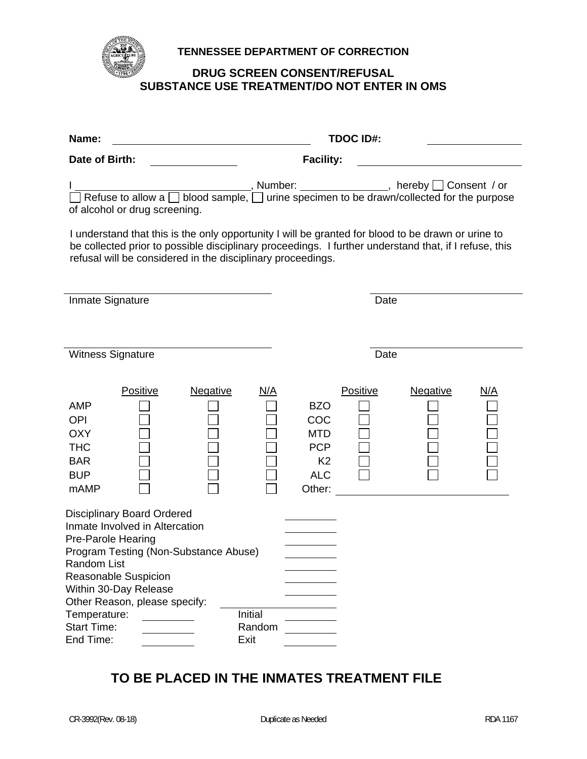**TENNESSEE DEPARTMENT OF CORRECTION**

**DRUG SCREEN CONSENT/REFUSAL**
**SUBSTANCE USE TREATMENT/DO NOT ENTER IN OMS**

**Name:** ______________________ **TDOC ID#:** ____________

**Date of Birth:** ____________ **Facility:** ______________________

I ______________________, Number: ____________, hereby ☐ Consent / or ☐ Refuse to allow a ☐ blood sample, ☐ urine specimen to be drawn/collected for the purpose of alcohol or drug screening.

I understand that this is the only opportunity I will be granted for blood to be drawn or urine to be collected prior to possible disciplinary proceedings. I further understand that, if I refuse, this refusal will be considered in the disciplinary proceedings.

______________________ Inmate Signature ____________ Date

______________________ Witness Signature ____________ Date

| | Positive | Negative | N/A | | Positive | Negative | N/A |
|---|---|---|---|---|---|---|---|
| AMP | ☐ | ☐ | ☐ | BZO | ☐ | ☐ | ☐ |
| OPI | ☐ | ☐ | ☐ | COC | ☐ | ☐ | ☐ |
| OXY | ☐ | ☐ | ☐ | MTD | ☐ | ☐ | ☐ |
| THC | ☐ | ☐ | ☐ | PCP | ☐ | ☐ | ☐ |
| BAR | ☐ | ☐ | ☐ | K2 | ☐ | ☐ | ☐ |
| BUP | ☐ | ☐ | ☐ | ALC | ☐ | ☐ | ☐ |
| mAMP | ☐ | ☐ | ☐ | Other: ____________ | | | |

Disciplinary Board Ordered ________
Inmate Involved in Altercation ________
Pre-Parole Hearing ________
Program Testing (Non-Substance Abuse) ________
Random List ________
Reasonable Suspicion ________
Within 30-Day Release ________
Other Reason, please specify: ____________
Temperature: ________ Initial ________
Start Time: ________ Random ________
End Time: ________ Exit ________

**TO BE PLACED IN THE INMATES TREATMENT FILE**

CR-3992(Rev. 08-18) Duplicate as Needed RDA 1167